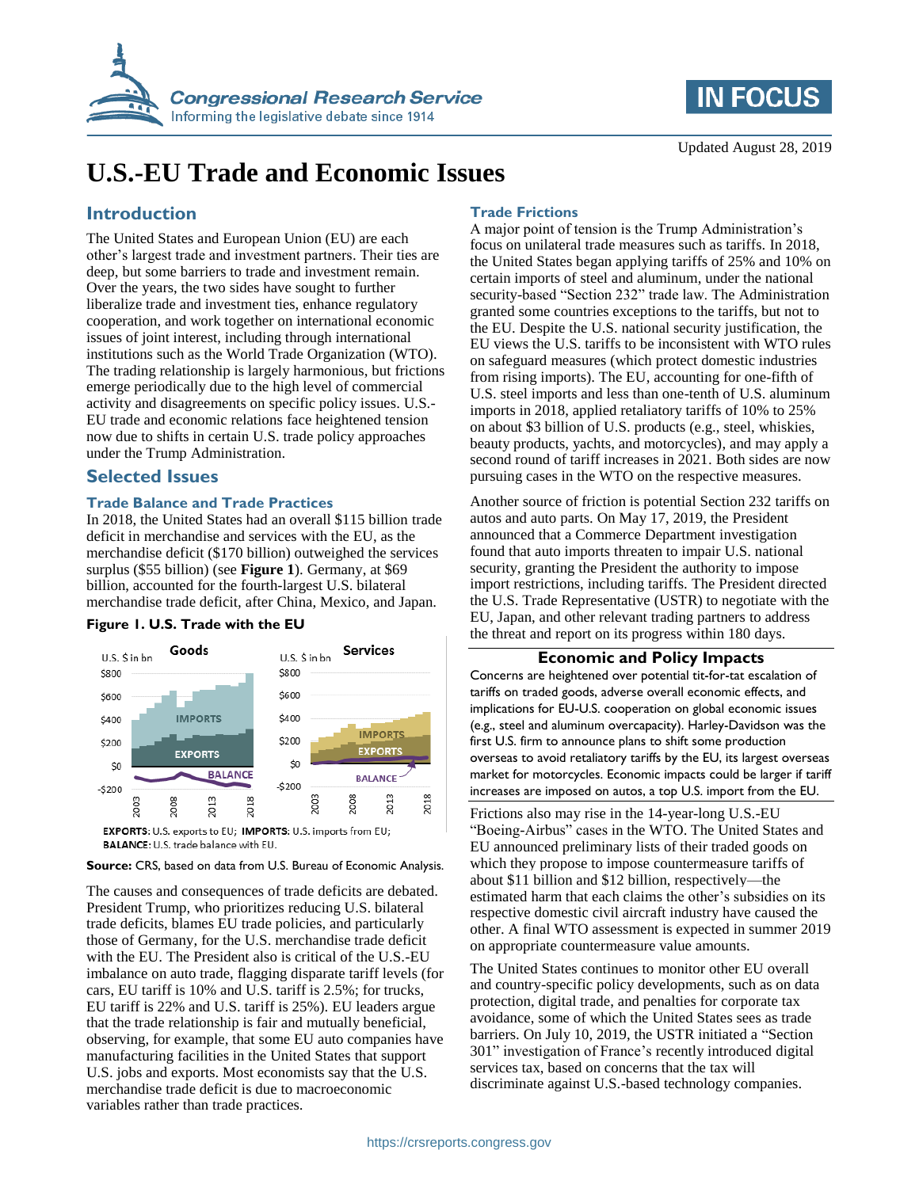Congressional Research Service
Informing the legislative debate since 1914

IN FOCUS

Updated August 28, 2019

# U.S.-EU Trade and Economic Issues

## Introduction

The United States and European Union (EU) are each other's largest trade and investment partners. Their ties are deep, but some barriers to trade and investment remain. Over the years, the two sides have sought to further liberalize trade and investment ties, enhance regulatory cooperation, and work together on international economic issues of joint interest, including through international institutions such as the World Trade Organization (WTO). The trading relationship is largely harmonious, but frictions emerge periodically due to the high level of commercial activity and disagreements on specific policy issues. U.S.-EU trade and economic relations face heightened tension now due to shifts in certain U.S. trade policy approaches under the Trump Administration.

## Selected Issues

### Trade Balance and Trade Practices

In 2018, the United States had an overall $115 billion trade deficit in merchandise and services with the EU, as the merchandise deficit ($170 billion) outweighed the services surplus ($55 billion) (see **Figure 1**). Germany, at $69 billion, accounted for the fourth-largest U.S. bilateral merchandise trade deficit, after China, Mexico, and Japan.

**Figure 1. U.S. Trade with the EU**

**EXPORTS**: U.S. exports to EU; **IMPORTS**: U.S. imports from EU; **BALANCE**: U.S. trade balance with EU.

**Source:** CRS, based on data from U.S. Bureau of Economic Analysis.

The causes and consequences of trade deficits are debated. President Trump, who prioritizes reducing U.S. bilateral trade deficits, blames EU trade policies, and particularly those of Germany, for the U.S. merchandise trade deficit with the EU. The President also is critical of the U.S.-EU imbalance on auto trade, flagging disparate tariff levels (for cars, EU tariff is 10% and U.S. tariff is 2.5%; for trucks, EU tariff is 22% and U.S. tariff is 25%). EU leaders argue that the trade relationship is fair and mutually beneficial, observing, for example, that some EU auto companies have manufacturing facilities in the United States that support U.S. jobs and exports. Most economists say that the U.S. merchandise trade deficit is due to macroeconomic variables rather than trade practices.

### Trade Frictions

A major point of tension is the Trump Administration's focus on unilateral trade measures such as tariffs. In 2018, the United States began applying tariffs of 25% and 10% on certain imports of steel and aluminum, under the national security-based "Section 232" trade law. The Administration granted some countries exceptions to the tariffs, but not to the EU. Despite the U.S. national security justification, the EU views the U.S. tariffs to be inconsistent with WTO rules on safeguard measures (which protect domestic industries from rising imports). The EU, accounting for one-fifth of U.S. steel imports and less than one-tenth of U.S. aluminum imports in 2018, applied retaliatory tariffs of 10% to 25% on about $3 billion of U.S. products (e.g., steel, whiskies, beauty products, yachts, and motorcycles), and may apply a second round of tariff increases in 2021. Both sides are now pursuing cases in the WTO on the respective measures.

Another source of friction is potential Section 232 tariffs on autos and auto parts. On May 17, 2019, the President announced that a Commerce Department investigation found that auto imports threaten to impair U.S. national security, granting the President the authority to impose import restrictions, including tariffs. The President directed the U.S. Trade Representative (USTR) to negotiate with the EU, Japan, and other relevant trading partners to address the threat and report on its progress within 180 days.

**Economic and Policy Impacts**

Concerns are heightened over potential tit-for-tat escalation of tariffs on traded goods, adverse overall economic effects, and implications for EU-U.S. cooperation on global economic issues (e.g., steel and aluminum overcapacity). Harley-Davidson was the first U.S. firm to announce plans to shift some production overseas to avoid retaliatory tariffs by the EU, its largest overseas market for motorcycles. Economic impacts could be larger if tariff increases are imposed on autos, a top U.S. import from the EU.

Frictions also may rise in the 14-year-long U.S.-EU "Boeing-Airbus" cases in the WTO. The United States and EU announced preliminary lists of their traded goods on which they propose to impose countermeasure tariffs of about $11 billion and $12 billion, respectively—the estimated harm that each claims the other's subsidies on its respective domestic civil aircraft industry have caused the other. A final WTO assessment is expected in summer 2019 on appropriate countermeasure value amounts.

The United States continues to monitor other EU overall and country-specific policy developments, such as on data protection, digital trade, and penalties for corporate tax avoidance, some of which the United States sees as trade barriers. On July 10, 2019, the USTR initiated a "Section 301" investigation of France's recently introduced digital services tax, based on concerns that the tax will discriminate against U.S.-based technology companies.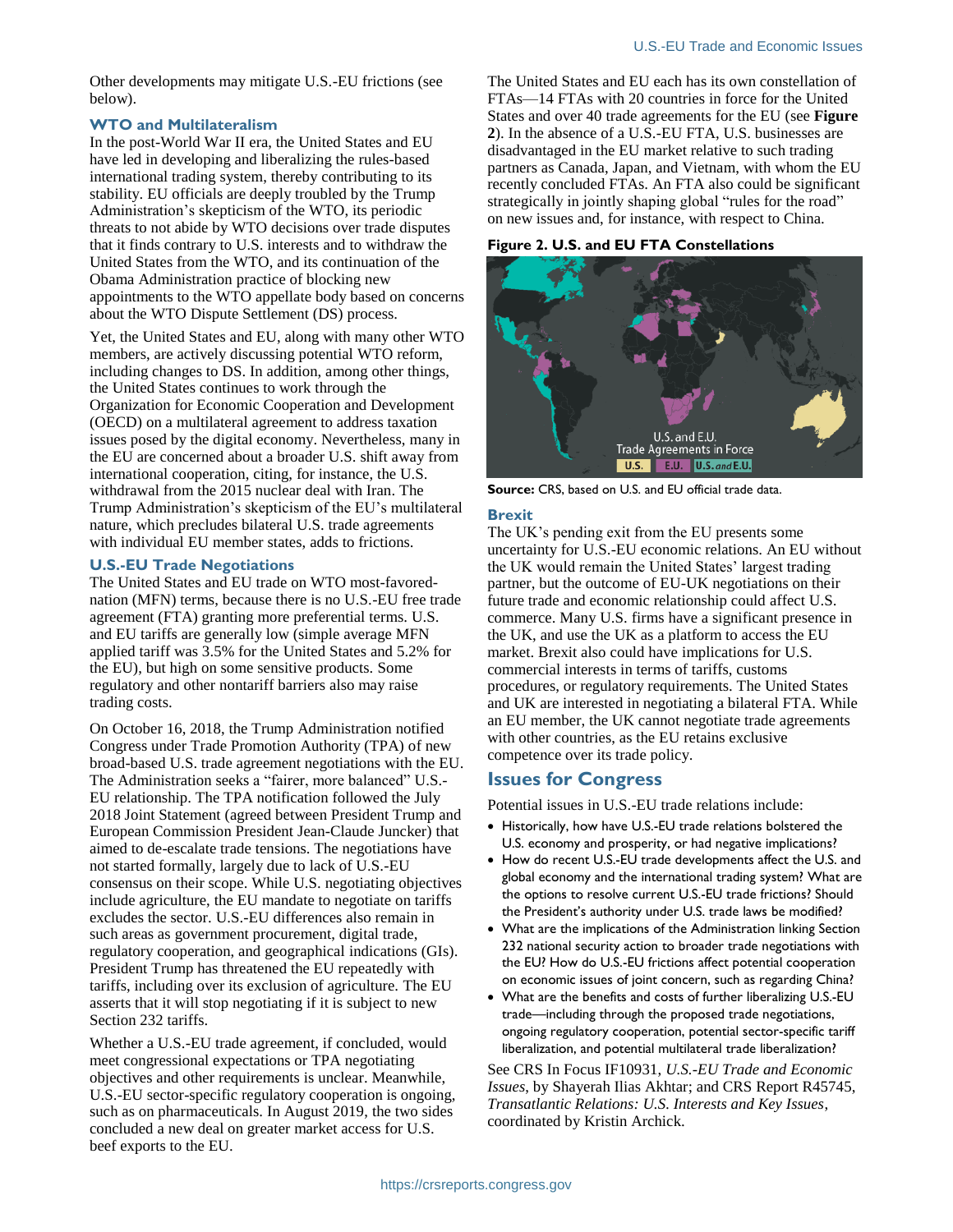Other developments may mitigate U.S.-EU frictions (see below).

### WTO and Multilateralism

In the post-World War II era, the United States and EU have led in developing and liberalizing the rules-based international trading system, thereby contributing to its stability. EU officials are deeply troubled by the Trump Administration's skepticism of the WTO, its periodic threats to not abide by WTO decisions over trade disputes that it finds contrary to U.S. interests and to withdraw the United States from the WTO, and its continuation of the Obama Administration practice of blocking new appointments to the WTO appellate body based on concerns about the WTO Dispute Settlement (DS) process.

Yet, the United States and EU, along with many other WTO members, are actively discussing potential WTO reform, including changes to DS. In addition, among other things, the United States continues to work through the Organization for Economic Cooperation and Development (OECD) on a multilateral agreement to address taxation issues posed by the digital economy. Nevertheless, many in the EU are concerned about a broader U.S. shift away from international cooperation, citing, for instance, the U.S. withdrawal from the 2015 nuclear deal with Iran. The Trump Administration's skepticism of the EU's multilateral nature, which precludes bilateral U.S. trade agreements with individual EU member states, adds to frictions.

### U.S.-EU Trade Negotiations

The United States and EU trade on WTO most-favored-nation (MFN) terms, because there is no U.S.-EU free trade agreement (FTA) granting more preferential terms. U.S. and EU tariffs are generally low (simple average MFN applied tariff was 3.5% for the United States and 5.2% for the EU), but high on some sensitive products. Some regulatory and other nontariff barriers also may raise trading costs.

On October 16, 2018, the Trump Administration notified Congress under Trade Promotion Authority (TPA) of new broad-based U.S. trade agreement negotiations with the EU. The Administration seeks a "fairer, more balanced" U.S.-EU relationship. The TPA notification followed the July 2018 Joint Statement (agreed between President Trump and European Commission President Jean-Claude Juncker) that aimed to de-escalate trade tensions. The negotiations have not started formally, largely due to lack of U.S.-EU consensus on their scope. While U.S. negotiating objectives include agriculture, the EU mandate to negotiate on tariffs excludes the sector. U.S.-EU differences also remain in such areas as government procurement, digital trade, regulatory cooperation, and geographical indications (GIs). President Trump has threatened the EU repeatedly with tariffs, including over its exclusion of agriculture. The EU asserts that it will stop negotiating if it is subject to new Section 232 tariffs.

Whether a U.S.-EU trade agreement, if concluded, would meet congressional expectations or TPA negotiating objectives and other requirements is unclear. Meanwhile, U.S.-EU sector-specific regulatory cooperation is ongoing, such as on pharmaceuticals. In August 2019, the two sides concluded a new deal on greater market access for U.S. beef exports to the EU.

The United States and EU each has its own constellation of FTAs—14 FTAs with 20 countries in force for the United States and over 40 trade agreements for the EU (see **Figure 2**). In the absence of a U.S.-EU FTA, U.S. businesses are disadvantaged in the EU market relative to such trading partners as Canada, Japan, and Vietnam, with whom the EU recently concluded FTAs. An FTA also could be significant strategically in jointly shaping global "rules for the road" on new issues and, for instance, with respect to China.

**Figure 2. U.S. and EU FTA Constellations**

U.S. and E.U. Trade Agreements in Force: U.S. | E.U. | U.S. and E.U.

**Source:** CRS, based on U.S. and EU official trade data.

### Brexit

The UK's pending exit from the EU presents some uncertainty for U.S.-EU economic relations. An EU without the UK would remain the United States' largest trading partner, but the outcome of EU-UK negotiations on their future trade and economic relationship could affect U.S. commerce. Many U.S. firms have a significant presence in the UK, and use the UK as a platform to access the EU market. Brexit also could have implications for U.S. commercial interests in terms of tariffs, customs procedures, or regulatory requirements. The United States and UK are interested in negotiating a bilateral FTA. While an EU member, the UK cannot negotiate trade agreements with other countries, as the EU retains exclusive competence over its trade policy.

## Issues for Congress

Potential issues in U.S.-EU trade relations include:

- Historically, how have U.S.-EU trade relations bolstered the U.S. economy and prosperity, or had negative implications?
- How do recent U.S.-EU trade developments affect the U.S. and global economy and the international trading system? What are the options to resolve current U.S.-EU trade frictions? Should the President's authority under U.S. trade laws be modified?
- What are the implications of the Administration linking Section 232 national security action to broader trade negotiations with the EU? How do U.S.-EU frictions affect potential cooperation on economic issues of joint concern, such as regarding China?
- What are the benefits and costs of further liberalizing U.S.-EU trade—including through the proposed trade negotiations, ongoing regulatory cooperation, potential sector-specific tariff liberalization, and potential multilateral trade liberalization?

See CRS In Focus IF10931, *U.S.-EU Trade and Economic Issues*, by Shayerah Ilias Akhtar; and CRS Report R45745, *Transatlantic Relations: U.S. Interests and Key Issues*, coordinated by Kristin Archick.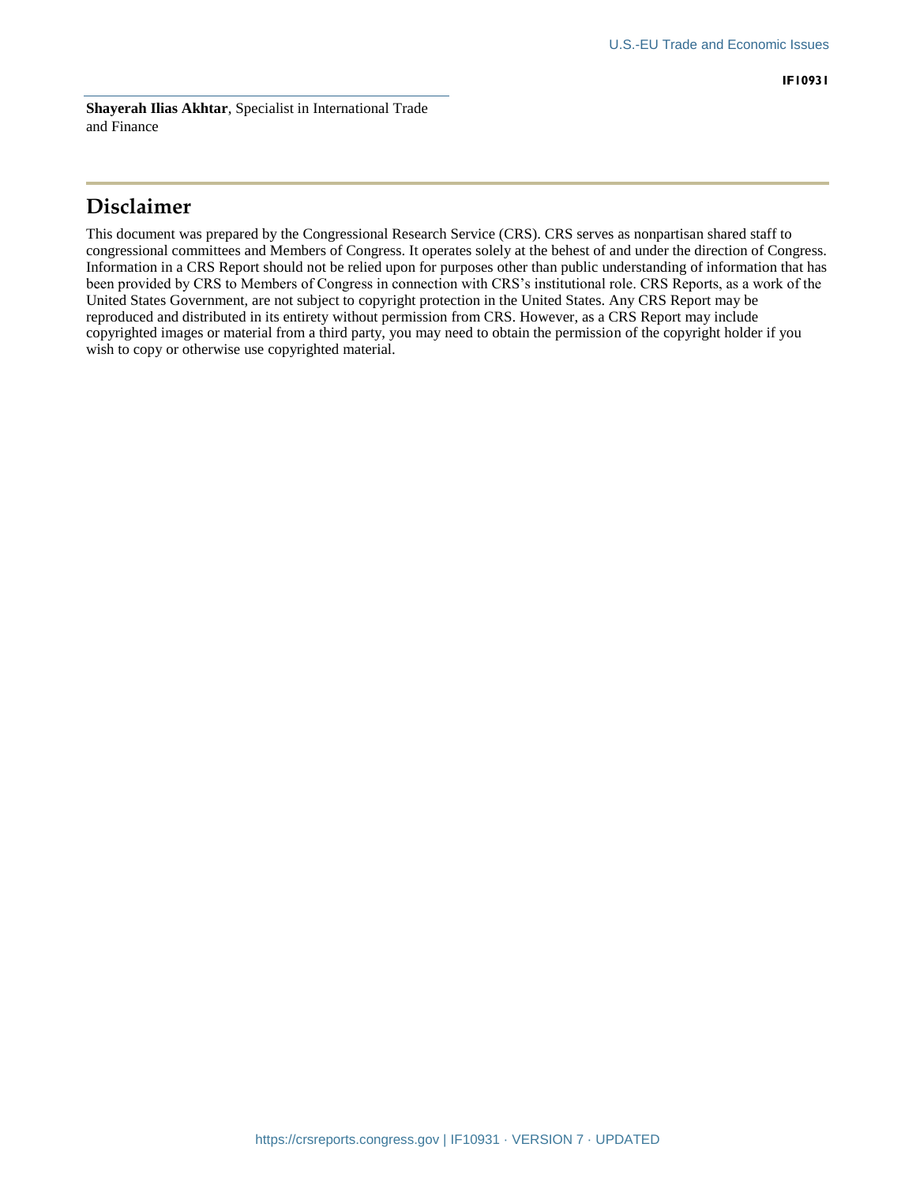**Shayerah Ilias Akhtar**, Specialist in International Trade and Finance

IF10931

## Disclaimer

This document was prepared by the Congressional Research Service (CRS). CRS serves as nonpartisan shared staff to congressional committees and Members of Congress. It operates solely at the behest of and under the direction of Congress. Information in a CRS Report should not be relied upon for purposes other than public understanding of information that has been provided by CRS to Members of Congress in connection with CRS's institutional role. CRS Reports, as a work of the United States Government, are not subject to copyright protection in the United States. Any CRS Report may be reproduced and distributed in its entirety without permission from CRS. However, as a CRS Report may include copyrighted images or material from a third party, you may need to obtain the permission of the copyright holder if you wish to copy or otherwise use copyrighted material.